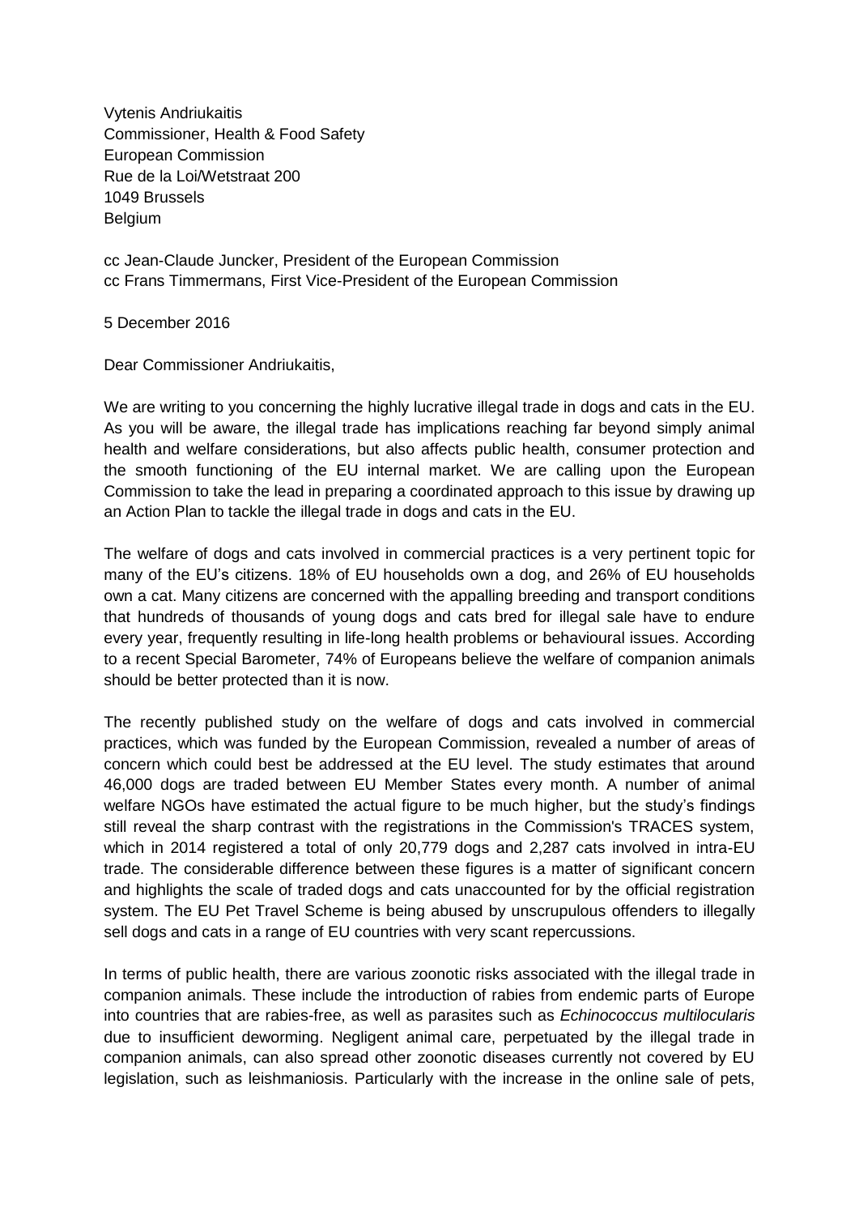Vytenis Andriukaitis
Commissioner, Health & Food Safety
European Commission
Rue de la Loi/Wetstraat 200
1049 Brussels
Belgium

cc Jean-Claude Juncker, President of the European Commission
cc Frans Timmermans, First Vice-President of the European Commission

5 December 2016

Dear Commissioner Andriukaitis,

We are writing to you concerning the highly lucrative illegal trade in dogs and cats in the EU. As you will be aware, the illegal trade has implications reaching far beyond simply animal health and welfare considerations, but also affects public health, consumer protection and the smooth functioning of the EU internal market. We are calling upon the European Commission to take the lead in preparing a coordinated approach to this issue by drawing up an Action Plan to tackle the illegal trade in dogs and cats in the EU.

The welfare of dogs and cats involved in commercial practices is a very pertinent topic for many of the EU's citizens. 18% of EU households own a dog, and 26% of EU households own a cat. Many citizens are concerned with the appalling breeding and transport conditions that hundreds of thousands of young dogs and cats bred for illegal sale have to endure every year, frequently resulting in life-long health problems or behavioural issues. According to a recent Special Barometer, 74% of Europeans believe the welfare of companion animals should be better protected than it is now.

The recently published study on the welfare of dogs and cats involved in commercial practices, which was funded by the European Commission, revealed a number of areas of concern which could best be addressed at the EU level. The study estimates that around 46,000 dogs are traded between EU Member States every month. A number of animal welfare NGOs have estimated the actual figure to be much higher, but the study's findings still reveal the sharp contrast with the registrations in the Commission's TRACES system, which in 2014 registered a total of only 20,779 dogs and 2,287 cats involved in intra-EU trade. The considerable difference between these figures is a matter of significant concern and highlights the scale of traded dogs and cats unaccounted for by the official registration system. The EU Pet Travel Scheme is being abused by unscrupulous offenders to illegally sell dogs and cats in a range of EU countries with very scant repercussions.

In terms of public health, there are various zoonotic risks associated with the illegal trade in companion animals. These include the introduction of rabies from endemic parts of Europe into countries that are rabies-free, as well as parasites such as *Echinococcus multilocularis* due to insufficient deworming. Negligent animal care, perpetuated by the illegal trade in companion animals, can also spread other zoonotic diseases currently not covered by EU legislation, such as leishmaniosis. Particularly with the increase in the online sale of pets,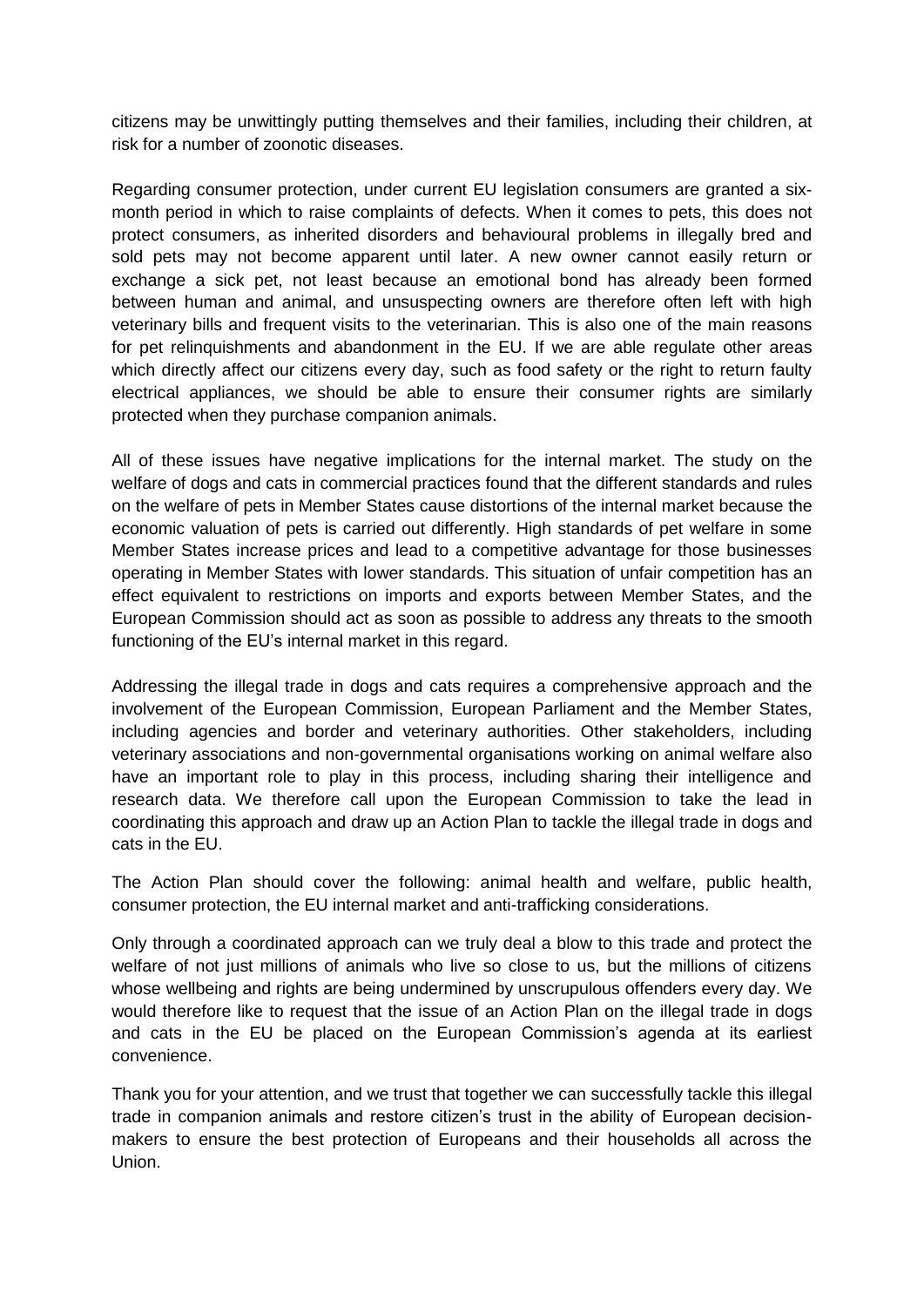citizens may be unwittingly putting themselves and their families, including their children, at risk for a number of zoonotic diseases.

Regarding consumer protection, under current EU legislation consumers are granted a six-month period in which to raise complaints of defects. When it comes to pets, this does not protect consumers, as inherited disorders and behavioural problems in illegally bred and sold pets may not become apparent until later. A new owner cannot easily return or exchange a sick pet, not least because an emotional bond has already been formed between human and animal, and unsuspecting owners are therefore often left with high veterinary bills and frequent visits to the veterinarian. This is also one of the main reasons for pet relinquishments and abandonment in the EU. If we are able regulate other areas which directly affect our citizens every day, such as food safety or the right to return faulty electrical appliances, we should be able to ensure their consumer rights are similarly protected when they purchase companion animals.

All of these issues have negative implications for the internal market. The study on the welfare of dogs and cats in commercial practices found that the different standards and rules on the welfare of pets in Member States cause distortions of the internal market because the economic valuation of pets is carried out differently. High standards of pet welfare in some Member States increase prices and lead to a competitive advantage for those businesses operating in Member States with lower standards. This situation of unfair competition has an effect equivalent to restrictions on imports and exports between Member States, and the European Commission should act as soon as possible to address any threats to the smooth functioning of the EU's internal market in this regard.

Addressing the illegal trade in dogs and cats requires a comprehensive approach and the involvement of the European Commission, European Parliament and the Member States, including agencies and border and veterinary authorities. Other stakeholders, including veterinary associations and non-governmental organisations working on animal welfare also have an important role to play in this process, including sharing their intelligence and research data. We therefore call upon the European Commission to take the lead in coordinating this approach and draw up an Action Plan to tackle the illegal trade in dogs and cats in the EU.

The Action Plan should cover the following: animal health and welfare, public health, consumer protection, the EU internal market and anti-trafficking considerations.

Only through a coordinated approach can we truly deal a blow to this trade and protect the welfare of not just millions of animals who live so close to us, but the millions of citizens whose wellbeing and rights are being undermined by unscrupulous offenders every day. We would therefore like to request that the issue of an Action Plan on the illegal trade in dogs and cats in the EU be placed on the European Commission's agenda at its earliest convenience.

Thank you for your attention, and we trust that together we can successfully tackle this illegal trade in companion animals and restore citizen's trust in the ability of European decision-makers to ensure the best protection of Europeans and their households all across the Union.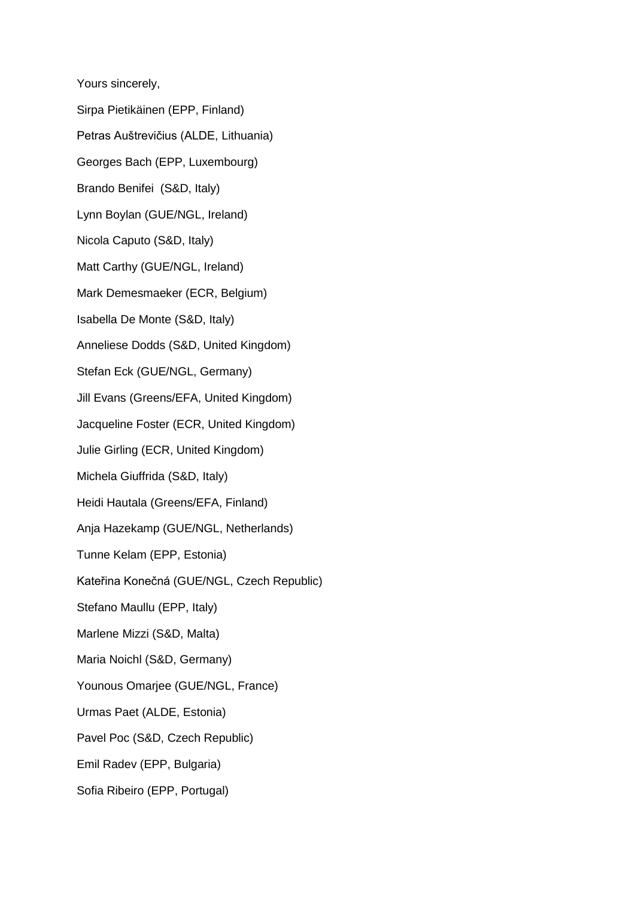Yours sincerely,

Sirpa Pietikäinen (EPP, Finland)

Petras Auštrevičius (ALDE, Lithuania)

Georges Bach (EPP, Luxembourg)

Brando Benifei (S&D, Italy)

Lynn Boylan (GUE/NGL, Ireland)

Nicola Caputo (S&D, Italy)

Matt Carthy (GUE/NGL, Ireland)

Mark Demesmaeker (ECR, Belgium)

Isabella De Monte (S&D, Italy)

Anneliese Dodds (S&D, United Kingdom)

Stefan Eck (GUE/NGL, Germany)

Jill Evans (Greens/EFA, United Kingdom)

Jacqueline Foster (ECR, United Kingdom)

Julie Girling (ECR, United Kingdom)

Michela Giuffrida (S&D, Italy)

Heidi Hautala (Greens/EFA, Finland)

Anja Hazekamp (GUE/NGL, Netherlands)

Tunne Kelam (EPP, Estonia)

Kateřina Konečná (GUE/NGL, Czech Republic)

Stefano Maullu (EPP, Italy)

Marlene Mizzi (S&D, Malta)

Maria Noichl (S&D, Germany)

Younous Omarjee (GUE/NGL, France)

Urmas Paet (ALDE, Estonia)

Pavel Poc (S&D, Czech Republic)

Emil Radev (EPP, Bulgaria)

Sofia Ribeiro (EPP, Portugal)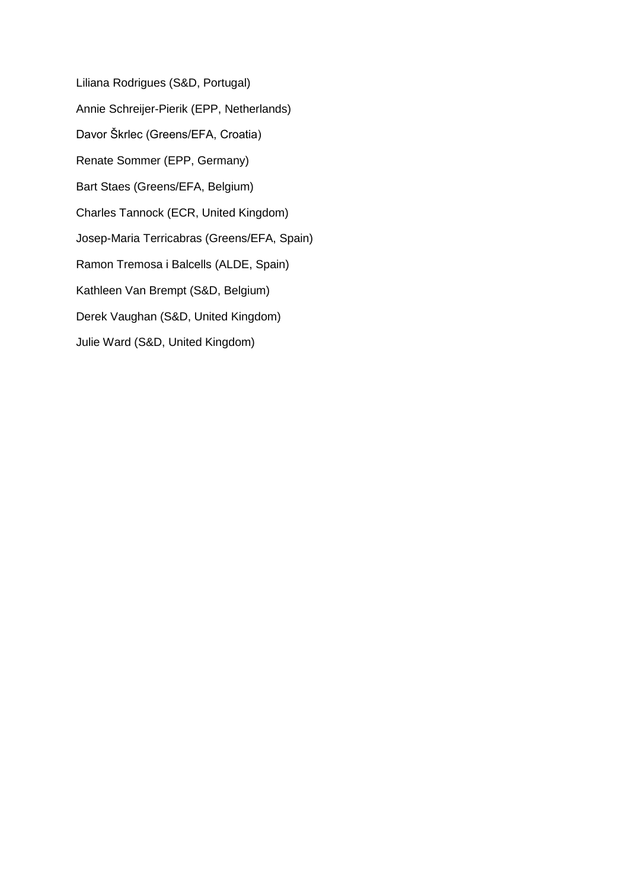Liliana Rodrigues (S&D, Portugal)

Annie Schreijer-Pierik (EPP, Netherlands)

Davor Škrlec (Greens/EFA, Croatia)

Renate Sommer (EPP, Germany)

Bart Staes (Greens/EFA, Belgium)

Charles Tannock (ECR, United Kingdom)

Josep-Maria Terricabras (Greens/EFA, Spain)

Ramon Tremosa i Balcells (ALDE, Spain)

Kathleen Van Brempt (S&D, Belgium)

Derek Vaughan (S&D, United Kingdom)

Julie Ward (S&D, United Kingdom)